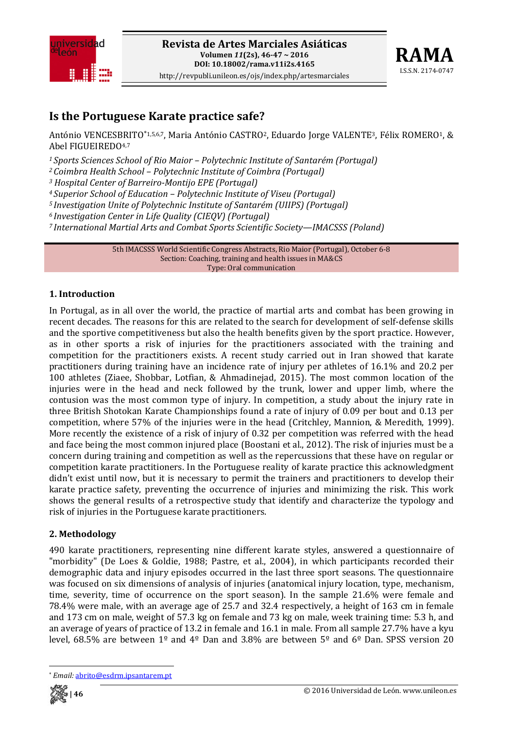# Is the Portuguese Karate practice safe?

António VENCESBRITO*[1,5,6,7], Maria António CASTRO[2], Eduardo Jorge VALENTE[3], Félix ROMERO[1], & Abel FIGUEIREDO[4,7]

*[1] Sports Sciences School of Rio Maior – Polytechnic Institute of Santarém (Portugal)*
*[2] Coimbra Health School – Polytechnic Institute of Coimbra (Portugal)*
*[3] Hospital Center of Barreiro-Montijo EPE (Portugal)*
*[4] Superior School of Education – Polytechnic Institute of Viseu (Portugal)*
*[5] Investigation Unite of Polytechnic Institute of Santarém (UIIPS) (Portugal)*
*[6] Investigation Center in Life Quality (CIEQV) (Portugal)*
*[7] International Martial Arts and Combat Sports Scientific Society—IMACSSS (Poland)*

5th IMACSSS World Scientific Congress Abstracts, Rio Maior (Portugal), October 6-8
Section: Coaching, training and health issues in MA&CS
Type: Oral communication

## 1. Introduction

In Portugal, as in all over the world, the practice of martial arts and combat has been growing in recent decades. The reasons for this are related to the search for development of self-defense skills and the sportive competitiveness but also the health benefits given by the sport practice. However, as in other sports a risk of injuries for the practitioners associated with the training and competition for the practitioners exists. A recent study carried out in Iran showed that karate practitioners during training have an incidence rate of injury per athletes of 16.1% and 20.2 per 100 athletes (Ziaee, Shobbar, Lotfian, & Ahmadinejad, 2015). The most common location of the injuries were in the head and neck followed by the trunk, lower and upper limb, where the contusion was the most common type of injury. In competition, a study about the injury rate in three British Shotokan Karate Championships found a rate of injury of 0.09 per bout and 0.13 per competition, where 57% of the injuries were in the head (Critchley, Mannion, & Meredith, 1999). More recently the existence of a risk of injury of 0.32 per competition was referred with the head and face being the most common injured place (Boostani et al., 2012). The risk of injuries must be a concern during training and competition as well as the repercussions that these have on regular or competition karate practitioners. In the Portuguese reality of karate practice this acknowledgment didn't exist until now, but it is necessary to permit the trainers and practitioners to develop their karate practice safety, preventing the occurrence of injuries and minimizing the risk. This work shows the general results of a retrospective study that identify and characterize the typology and risk of injuries in the Portuguese karate practitioners.

## 2. Methodology

490 karate practitioners, representing nine different karate styles, answered a questionnaire of "morbidity" (De Loes & Goldie, 1988; Pastre, et al., 2004), in which participants recorded their demographic data and injury episodes occurred in the last three sport seasons. The questionnaire was focused on six dimensions of analysis of injuries (anatomical injury location, type, mechanism, time, severity, time of occurrence on the sport season). In the sample 21.6% were female and 78.4% were male, with an average age of 25.7 and 32.4 respectively, a height of 163 cm in female and 173 cm on male, weight of 57.3 kg on female and 73 kg on male, week training time: 5.3 h, and an average of years of practice of 13.2 in female and 16.1 in male. From all sample 27.7% have a kyu level, 68.5% are between 1º and 4º Dan and 3.8% are between 5º and 6º Dan. SPSS version 20

* *Email:* abrito@esdrm.ipsantarem.pt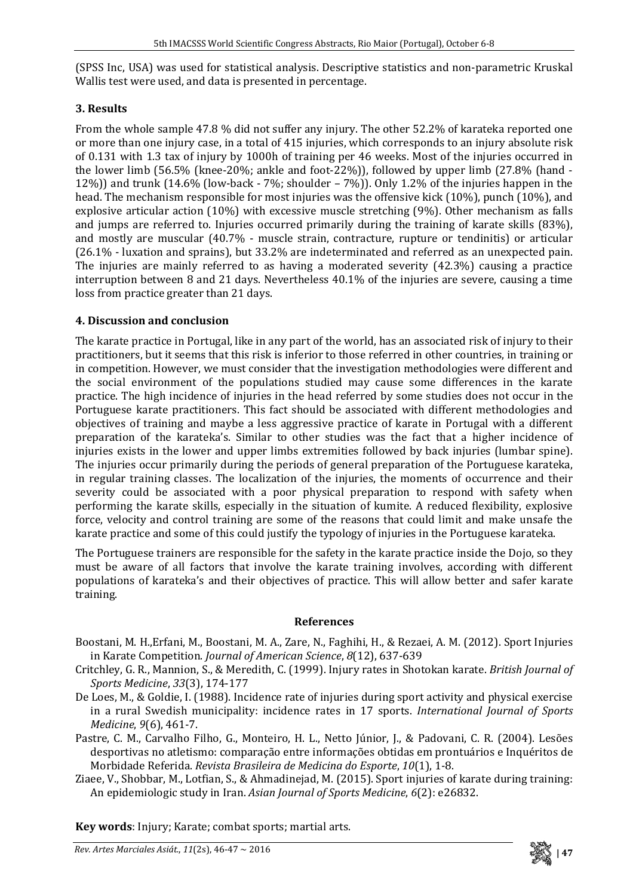(SPSS Inc, USA) was used for statistical analysis. Descriptive statistics and non-parametric Kruskal Wallis test were used, and data is presented in percentage.

## 3. Results

From the whole sample 47.8 % did not suffer any injury. The other 52.2% of karateka reported one or more than one injury case, in a total of 415 injuries, which corresponds to an injury absolute risk of 0.131 with 1.3 tax of injury by 1000h of training per 46 weeks. Most of the injuries occurred in the lower limb (56.5% (knee-20%; ankle and foot-22%)), followed by upper limb (27.8% (hand - 12%)) and trunk (14.6% (low-back - 7%; shoulder – 7%)). Only 1.2% of the injuries happen in the head. The mechanism responsible for most injuries was the offensive kick (10%), punch (10%), and explosive articular action (10%) with excessive muscle stretching (9%). Other mechanism as falls and jumps are referred to. Injuries occurred primarily during the training of karate skills (83%), and mostly are muscular (40.7% - muscle strain, contracture, rupture or tendinitis) or articular (26.1% - luxation and sprains), but 33.2% are indeterminated and referred as an unexpected pain. The injuries are mainly referred to as having a moderated severity (42.3%) causing a practice interruption between 8 and 21 days. Nevertheless 40.1% of the injuries are severe, causing a time loss from practice greater than 21 days.

## 4. Discussion and conclusion

The karate practice in Portugal, like in any part of the world, has an associated risk of injury to their practitioners, but it seems that this risk is inferior to those referred in other countries, in training or in competition. However, we must consider that the investigation methodologies were different and the social environment of the populations studied may cause some differences in the karate practice. The high incidence of injuries in the head referred by some studies does not occur in the Portuguese karate practitioners. This fact should be associated with different methodologies and objectives of training and maybe a less aggressive practice of karate in Portugal with a different preparation of the karateka's. Similar to other studies was the fact that a higher incidence of injuries exists in the lower and upper limbs extremities followed by back injuries (lumbar spine). The injuries occur primarily during the periods of general preparation of the Portuguese karateka, in regular training classes. The localization of the injuries, the moments of occurrence and their severity could be associated with a poor physical preparation to respond with safety when performing the karate skills, especially in the situation of kumite. A reduced flexibility, explosive force, velocity and control training are some of the reasons that could limit and make unsafe the karate practice and some of this could justify the typology of injuries in the Portuguese karateka.

The Portuguese trainers are responsible for the safety in the karate practice inside the Dojo, so they must be aware of all factors that involve the karate training involves, according with different populations of karateka's and their objectives of practice. This will allow better and safer karate training.

### References

Boostani, M. H.,Erfani, M., Boostani, M. A., Zare, N., Faghihi, H., & Rezaei, A. M. (2012). Sport Injuries in Karate Competition. *Journal of American Science*, *8*(12), 637-639

Critchley, G. R., Mannion, S., & Meredith, C. (1999). Injury rates in Shotokan karate. *British Journal of Sports Medicine*, *33*(3), 174-177

De Loes, M., & Goldie, I. (1988). Incidence rate of injuries during sport activity and physical exercise in a rural Swedish municipality: incidence rates in 17 sports. *International Journal of Sports Medicine*, *9*(6), 461-7.

Pastre, C. M., Carvalho Filho, G., Monteiro, H. L., Netto Júnior, J., & Padovani, C. R. (2004). Lesões desportivas no atletismo: comparação entre informações obtidas em prontuários e Inquéritos de Morbidade Referida. *Revista Brasileira de Medicina do Esporte*, *10*(1), 1-8.

Ziaee, V., Shobbar, M., Lotfian, S., & Ahmadinejad, M. (2015). Sport injuries of karate during training: An epidemiologic study in Iran. *Asian Journal of Sports Medicine*, *6*(2): e26832.

**Key words**: Injury; Karate; combat sports; martial arts.